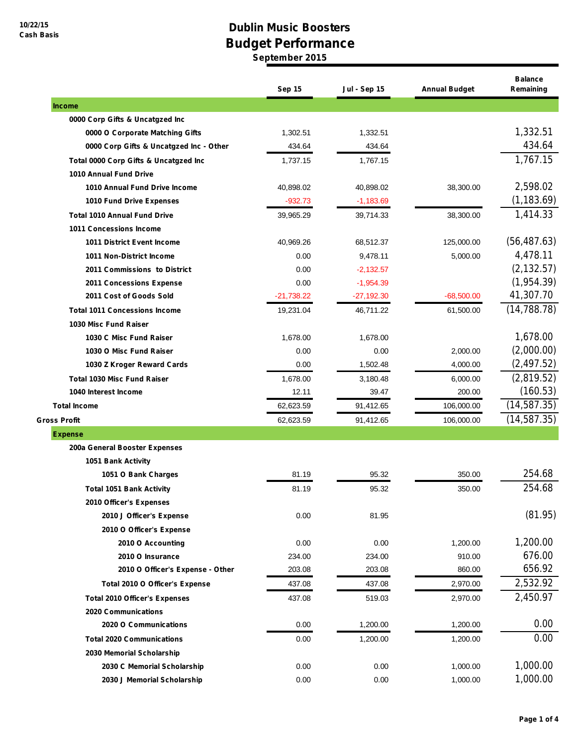10/22/15
Cash Basis

# Dublin Music Boosters
## Budget Performance
### September 2015

| | Sep 15 | Jul - Sep 15 | Annual Budget | Balance Remaining |
|---|---|---|---|---|
| **Income** | | | | |
| 0000 Corp Gifts & Uncatgzed Inc | | | | |
| 0000 O Corporate Matching Gifts | 1,302.51 | 1,332.51 | | 1,332.51 |
| 0000 Corp Gifts & Uncatgzed Inc - Other | 434.64 | 434.64 | | 434.64 |
| Total 0000 Corp Gifts & Uncatgzed Inc | 1,737.15 | 1,767.15 | | 1,767.15 |
| 1010 Annual Fund Drive | | | | |
| 1010 Annual Fund Drive Income | 40,898.02 | 40,898.02 | 38,300.00 | 2,598.02 |
| 1010 Fund Drive Expenses | -932.73 | -1,183.69 | | (1,183.69) |
| Total 1010 Annual Fund Drive | 39,965.29 | 39,714.33 | 38,300.00 | 1,414.33 |
| 1011 Concessions Income | | | | |
| 1011 District Event Income | 40,969.26 | 68,512.37 | 125,000.00 | (56,487.63) |
| 1011 Non-District Income | 0.00 | 9,478.11 | 5,000.00 | 4,478.11 |
| 2011 Commissions to District | 0.00 | -2,132.57 | | (2,132.57) |
| 2011 Concessions Expense | 0.00 | -1,954.39 | | (1,954.39) |
| 2011 Cost of Goods Sold | -21,738.22 | -27,192.30 | -68,500.00 | 41,307.70 |
| Total 1011 Concessions Income | 19,231.04 | 46,711.22 | 61,500.00 | (14,788.78) |
| 1030 Misc Fund Raiser | | | | |
| 1030 C Misc Fund Raiser | 1,678.00 | 1,678.00 | | 1,678.00 |
| 1030 O Misc Fund Raiser | 0.00 | 0.00 | 2,000.00 | (2,000.00) |
| 1030 Z Kroger Reward Cards | 0.00 | 1,502.48 | 4,000.00 | (2,497.52) |
| Total 1030 Misc Fund Raiser | 1,678.00 | 3,180.48 | 6,000.00 | (2,819.52) |
| 1040 Interest Income | 12.11 | 39.47 | 200.00 | (160.53) |
| Total Income | 62,623.59 | 91,412.65 | 106,000.00 | (14,587.35) |
| Gross Profit | 62,623.59 | 91,412.65 | 106,000.00 | (14,587.35) |
| **Expense** | | | | |
| 200a General Booster Expenses | | | | |
| 1051 Bank Activity | | | | |
| 1051 O Bank Charges | 81.19 | 95.32 | 350.00 | 254.68 |
| Total 1051 Bank Activity | 81.19 | 95.32 | 350.00 | 254.68 |
| 2010 Officer's Expenses | | | | |
| 2010 J Officer's Expense | 0.00 | 81.95 | | (81.95) |
| 2010 O Officer's Expense | | | | |
| 2010 O Accounting | 0.00 | 0.00 | 1,200.00 | 1,200.00 |
| 2010 O Insurance | 234.00 | 234.00 | 910.00 | 676.00 |
| 2010 O Officer's Expense - Other | 203.08 | 203.08 | 860.00 | 656.92 |
| Total 2010 O Officer's Expense | 437.08 | 437.08 | 2,970.00 | 2,532.92 |
| Total 2010 Officer's Expenses | 437.08 | 519.03 | 2,970.00 | 2,450.97 |
| 2020 Communications | | | | |
| 2020 O Communications | 0.00 | 1,200.00 | 1,200.00 | 0.00 |
| Total 2020 Communications | 0.00 | 1,200.00 | 1,200.00 | 0.00 |
| 2030 Memorial Scholarship | | | | |
| 2030 C Memorial Scholarship | 0.00 | 0.00 | 1,000.00 | 1,000.00 |
| 2030 J Memorial Scholarship | 0.00 | 0.00 | 1,000.00 | 1,000.00 |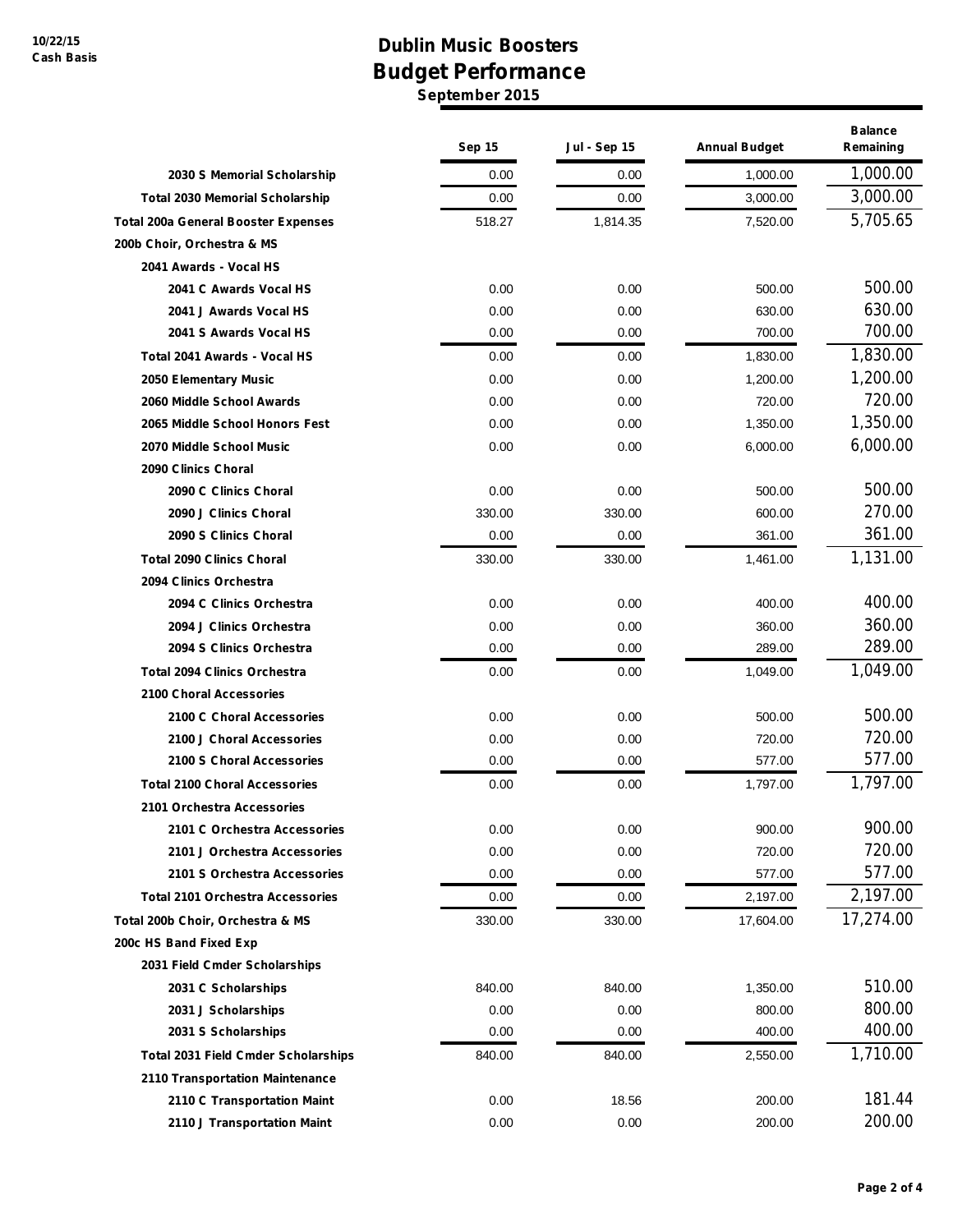10/22/15
Cash Basis

# Dublin Music Boosters
## Budget Performance
### September 2015

| | Sep 15 | Jul - Sep 15 | Annual Budget | Balance Remaining |
|---|---|---|---|---|
| 2030 S Memorial Scholarship | 0.00 | 0.00 | 1,000.00 | 1,000.00 |
| Total 2030 Memorial Scholarship | 0.00 | 0.00 | 3,000.00 | 3,000.00 |
| Total 200a General Booster Expenses | 518.27 | 1,814.35 | 7,520.00 | 5,705.65 |
| 200b Choir, Orchestra & MS | | | | |
| 2041 Awards - Vocal HS | | | | |
| 2041 C Awards Vocal HS | 0.00 | 0.00 | 500.00 | 500.00 |
| 2041 J Awards Vocal HS | 0.00 | 0.00 | 630.00 | 630.00 |
| 2041 S Awards Vocal HS | 0.00 | 0.00 | 700.00 | 700.00 |
| Total 2041 Awards - Vocal HS | 0.00 | 0.00 | 1,830.00 | 1,830.00 |
| 2050 Elementary Music | 0.00 | 0.00 | 1,200.00 | 1,200.00 |
| 2060 Middle School Awards | 0.00 | 0.00 | 720.00 | 720.00 |
| 2065 Middle School Honors Fest | 0.00 | 0.00 | 1,350.00 | 1,350.00 |
| 2070 Middle School Music | 0.00 | 0.00 | 6,000.00 | 6,000.00 |
| 2090 Clinics Choral | | | | |
| 2090 C Clinics Choral | 0.00 | 0.00 | 500.00 | 500.00 |
| 2090 J Clinics Choral | 330.00 | 330.00 | 600.00 | 270.00 |
| 2090 S Clinics Choral | 0.00 | 0.00 | 361.00 | 361.00 |
| Total 2090 Clinics Choral | 330.00 | 330.00 | 1,461.00 | 1,131.00 |
| 2094 Clinics Orchestra | | | | |
| 2094 C Clinics Orchestra | 0.00 | 0.00 | 400.00 | 400.00 |
| 2094 J Clinics Orchestra | 0.00 | 0.00 | 360.00 | 360.00 |
| 2094 S Clinics Orchestra | 0.00 | 0.00 | 289.00 | 289.00 |
| Total 2094 Clinics Orchestra | 0.00 | 0.00 | 1,049.00 | 1,049.00 |
| 2100 Choral Accessories | | | | |
| 2100 C Choral Accessories | 0.00 | 0.00 | 500.00 | 500.00 |
| 2100 J Choral Accessories | 0.00 | 0.00 | 720.00 | 720.00 |
| 2100 S Choral Accessories | 0.00 | 0.00 | 577.00 | 577.00 |
| Total 2100 Choral Accessories | 0.00 | 0.00 | 1,797.00 | 1,797.00 |
| 2101 Orchestra Accessories | | | | |
| 2101 C Orchestra Accessories | 0.00 | 0.00 | 900.00 | 900.00 |
| 2101 J Orchestra Accessories | 0.00 | 0.00 | 720.00 | 720.00 |
| 2101 S Orchestra Accessories | 0.00 | 0.00 | 577.00 | 577.00 |
| Total 2101 Orchestra Accessories | 0.00 | 0.00 | 2,197.00 | 2,197.00 |
| Total 200b Choir, Orchestra & MS | 330.00 | 330.00 | 17,604.00 | 17,274.00 |
| 200c HS Band Fixed Exp | | | | |
| 2031 Field Cmder Scholarships | | | | |
| 2031 C Scholarships | 840.00 | 840.00 | 1,350.00 | 510.00 |
| 2031 J Scholarships | 0.00 | 0.00 | 800.00 | 800.00 |
| 2031 S Scholarships | 0.00 | 0.00 | 400.00 | 400.00 |
| Total 2031 Field Cmder Scholarships | 840.00 | 840.00 | 2,550.00 | 1,710.00 |
| 2110 Transportation Maintenance | | | | |
| 2110 C Transportation Maint | 0.00 | 18.56 | 200.00 | 181.44 |
| 2110 J Transportation Maint | 0.00 | 0.00 | 200.00 | 200.00 |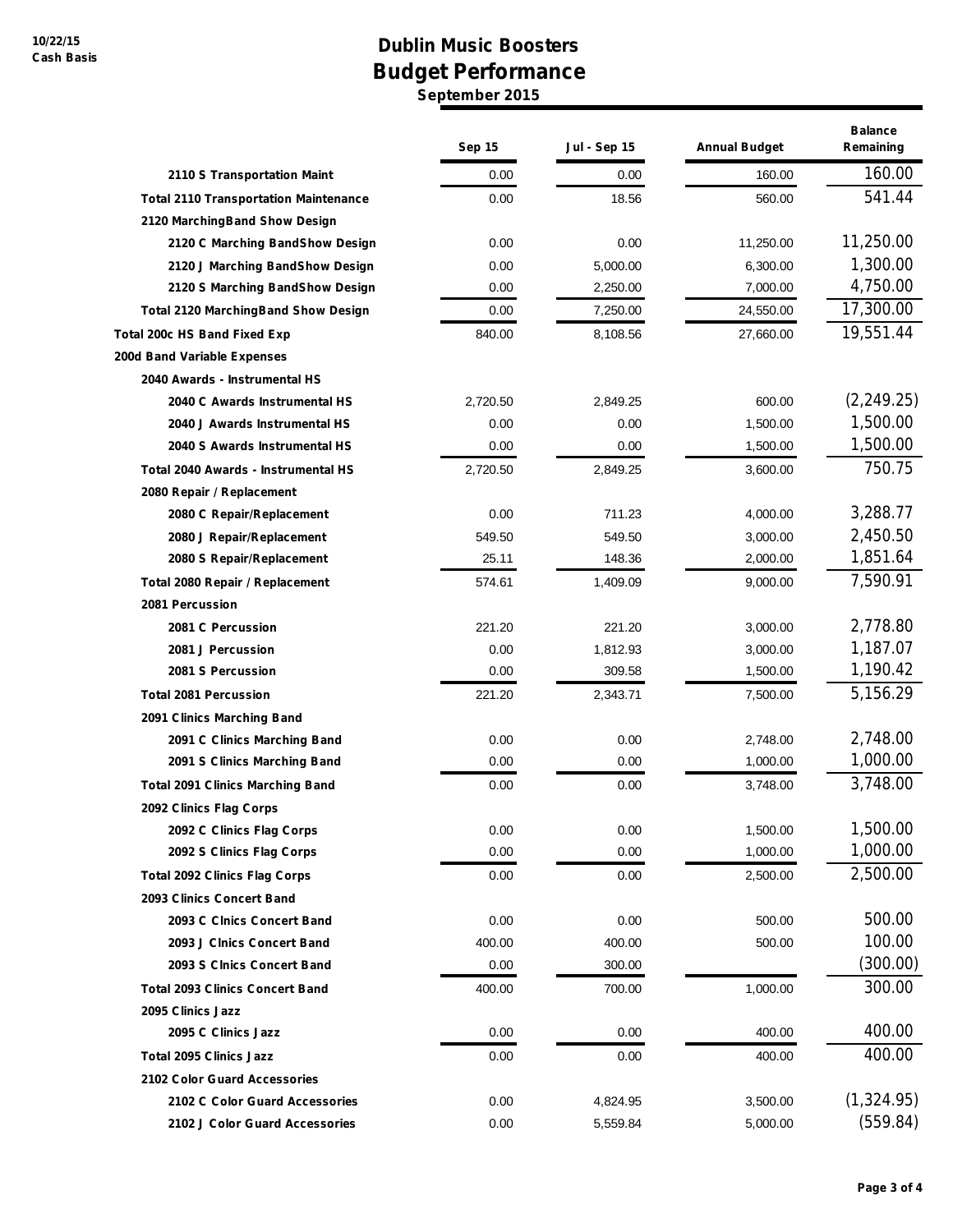# Dublin Music Boosters
## Budget Performance
**September 2015**

10/22/15
Cash Basis

| | Sep 15 | Jul - Sep 15 | Annual Budget | Balance Remaining |
|---|---|---|---|---|
| 2110 S Transportation Maint | 0.00 | 0.00 | 160.00 | 160.00 |
| Total 2110 Transportation Maintenance | 0.00 | 18.56 | 560.00 | 541.44 |
| 2120 MarchingBand Show Design | | | | |
| 2120 C Marching BandShow Design | 0.00 | 0.00 | 11,250.00 | 11,250.00 |
| 2120 J Marching BandShow Design | 0.00 | 5,000.00 | 6,300.00 | 1,300.00 |
| 2120 S Marching BandShow Design | 0.00 | 2,250.00 | 7,000.00 | 4,750.00 |
| Total 2120 MarchingBand Show Design | 0.00 | 7,250.00 | 24,550.00 | 17,300.00 |
| Total 200c HS Band Fixed Exp | 840.00 | 8,108.56 | 27,660.00 | 19,551.44 |
| 200d Band Variable Expenses | | | | |
| 2040 Awards - Instrumental HS | | | | |
| 2040 C Awards Instrumental HS | 2,720.50 | 2,849.25 | 600.00 | (2,249.25) |
| 2040 J Awards Instrumental HS | 0.00 | 0.00 | 1,500.00 | 1,500.00 |
| 2040 S Awards Instrumental HS | 0.00 | 0.00 | 1,500.00 | 1,500.00 |
| Total 2040 Awards - Instrumental HS | 2,720.50 | 2,849.25 | 3,600.00 | 750.75 |
| 2080 Repair / Replacement | | | | |
| 2080 C Repair/Replacement | 0.00 | 711.23 | 4,000.00 | 3,288.77 |
| 2080 J Repair/Replacement | 549.50 | 549.50 | 3,000.00 | 2,450.50 |
| 2080 S Repair/Replacement | 25.11 | 148.36 | 2,000.00 | 1,851.64 |
| Total 2080 Repair / Replacement | 574.61 | 1,409.09 | 9,000.00 | 7,590.91 |
| 2081 Percussion | | | | |
| 2081 C Percussion | 221.20 | 221.20 | 3,000.00 | 2,778.80 |
| 2081 J Percussion | 0.00 | 1,812.93 | 3,000.00 | 1,187.07 |
| 2081 S Percussion | 0.00 | 309.58 | 1,500.00 | 1,190.42 |
| Total 2081 Percussion | 221.20 | 2,343.71 | 7,500.00 | 5,156.29 |
| 2091 Clinics Marching Band | | | | |
| 2091 C Clinics Marching Band | 0.00 | 0.00 | 2,748.00 | 2,748.00 |
| 2091 S Clinics Marching Band | 0.00 | 0.00 | 1,000.00 | 1,000.00 |
| Total 2091 Clinics Marching Band | 0.00 | 0.00 | 3,748.00 | 3,748.00 |
| 2092 Clinics Flag Corps | | | | |
| 2092 C Clinics Flag Corps | 0.00 | 0.00 | 1,500.00 | 1,500.00 |
| 2092 S Clinics Flag Corps | 0.00 | 0.00 | 1,000.00 | 1,000.00 |
| Total 2092 Clinics Flag Corps | 0.00 | 0.00 | 2,500.00 | 2,500.00 |
| 2093 Clinics Concert Band | | | | |
| 2093 C Clnics Concert Band | 0.00 | 0.00 | 500.00 | 500.00 |
| 2093 J Clnics Concert Band | 400.00 | 400.00 | 500.00 | 100.00 |
| 2093 S Clnics Concert Band | 0.00 | 300.00 | | (300.00) |
| Total 2093 Clinics Concert Band | 400.00 | 700.00 | 1,000.00 | 300.00 |
| 2095 Clinics Jazz | | | | |
| 2095 C Clinics Jazz | 0.00 | 0.00 | 400.00 | 400.00 |
| Total 2095 Clinics Jazz | 0.00 | 0.00 | 400.00 | 400.00 |
| 2102 Color Guard Accessories | | | | |
| 2102 C Color Guard Accessories | 0.00 | 4,824.95 | 3,500.00 | (1,324.95) |
| 2102 J Color Guard Accessories | 0.00 | 5,559.84 | 5,000.00 | (559.84) |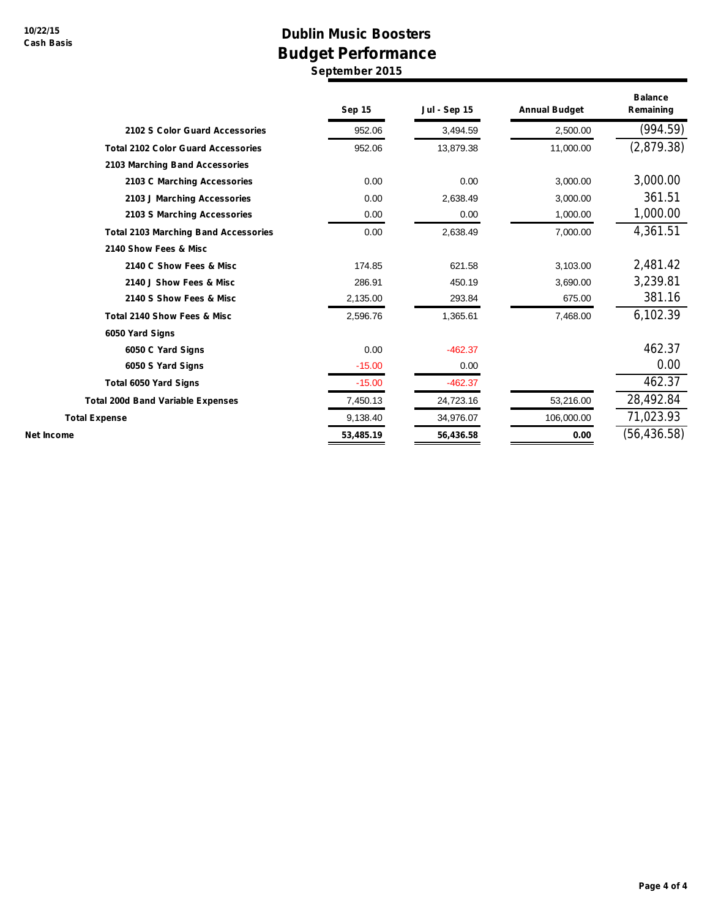10/22/15
Cash Basis

# Dublin Music Boosters
## Budget Performance
### September 2015

| | Sep 15 | Jul - Sep 15 | Annual Budget | Balance Remaining |
|---|---|---|---|---|
| 2102 S Color Guard Accessories | 952.06 | 3,494.59 | 2,500.00 | (994.59) |
| Total 2102 Color Guard Accessories | 952.06 | 13,879.38 | 11,000.00 | (2,879.38) |
| 2103 Marching Band Accessories | | | | |
| 2103 C Marching Accessories | 0.00 | 0.00 | 3,000.00 | 3,000.00 |
| 2103 J Marching Accessories | 0.00 | 2,638.49 | 3,000.00 | 361.51 |
| 2103 S Marching Accessories | 0.00 | 0.00 | 1,000.00 | 1,000.00 |
| Total 2103 Marching Band Accessories | 0.00 | 2,638.49 | 7,000.00 | 4,361.51 |
| 2140 Show Fees & Misc | | | | |
| 2140 C Show Fees & Misc | 174.85 | 621.58 | 3,103.00 | 2,481.42 |
| 2140 J Show Fees & Misc | 286.91 | 450.19 | 3,690.00 | 3,239.81 |
| 2140 S Show Fees & Misc | 2,135.00 | 293.84 | 675.00 | 381.16 |
| Total 2140 Show Fees & Misc | 2,596.76 | 1,365.61 | 7,468.00 | 6,102.39 |
| 6050 Yard Signs | | | | |
| 6050 C Yard Signs | 0.00 | -462.37 | | 462.37 |
| 6050 S Yard Signs | -15.00 | 0.00 | | 0.00 |
| Total 6050 Yard Signs | -15.00 | -462.37 | | 462.37 |
| Total 200d Band Variable Expenses | 7,450.13 | 24,723.16 | 53,216.00 | 28,492.84 |
| Total Expense | 9,138.40 | 34,976.07 | 106,000.00 | 71,023.93 |
| Net Income | 53,485.19 | 56,436.58 | 0.00 | (56,436.58) |